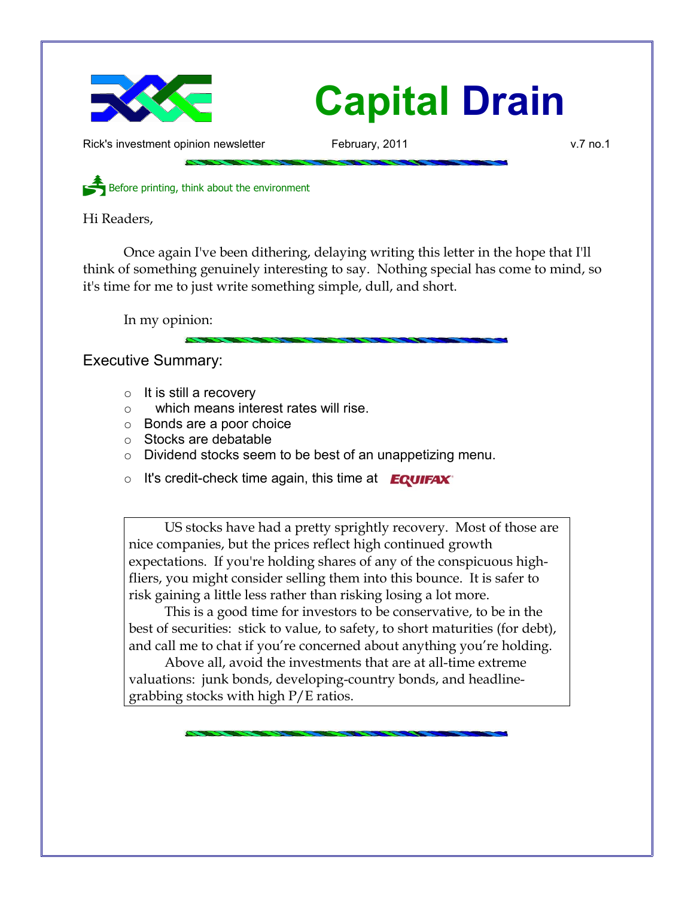# Capital Drain

Rick's investment opinion newsletter February, 2011 v.7 no.1

Before printing, think about the environment

Hi Readers,

Once again I've been dithering, delaying writing this letter in the hope that I'll think of something genuinely interesting to say. Nothing special has come to mind, so it's time for me to just write something simple, dull, and short.

In my opinion:

## Executive Summary:

- It is still a recovery
  - which means interest rates will rise.
- Bonds are a poor choice
- Stocks are debatable
- Dividend stocks seem to be best of an unappetizing menu.
- It's credit-check time again, this time at EQUIFAX

> US stocks have had a pretty sprightly recovery. Most of those are nice companies, but the prices reflect high continued growth expectations. If you're holding shares of any of the conspicuous high-fliers, you might consider selling them into this bounce. It is safer to risk gaining a little less rather than risking losing a lot more.
>
> This is a good time for investors to be conservative, to be in the best of securities: stick to value, to safety, to short maturities (for debt), and call me to chat if you're concerned about anything you're holding.
>
> Above all, avoid the investments that are at all-time extreme valuations: junk bonds, developing-country bonds, and headline-grabbing stocks with high P/E ratios.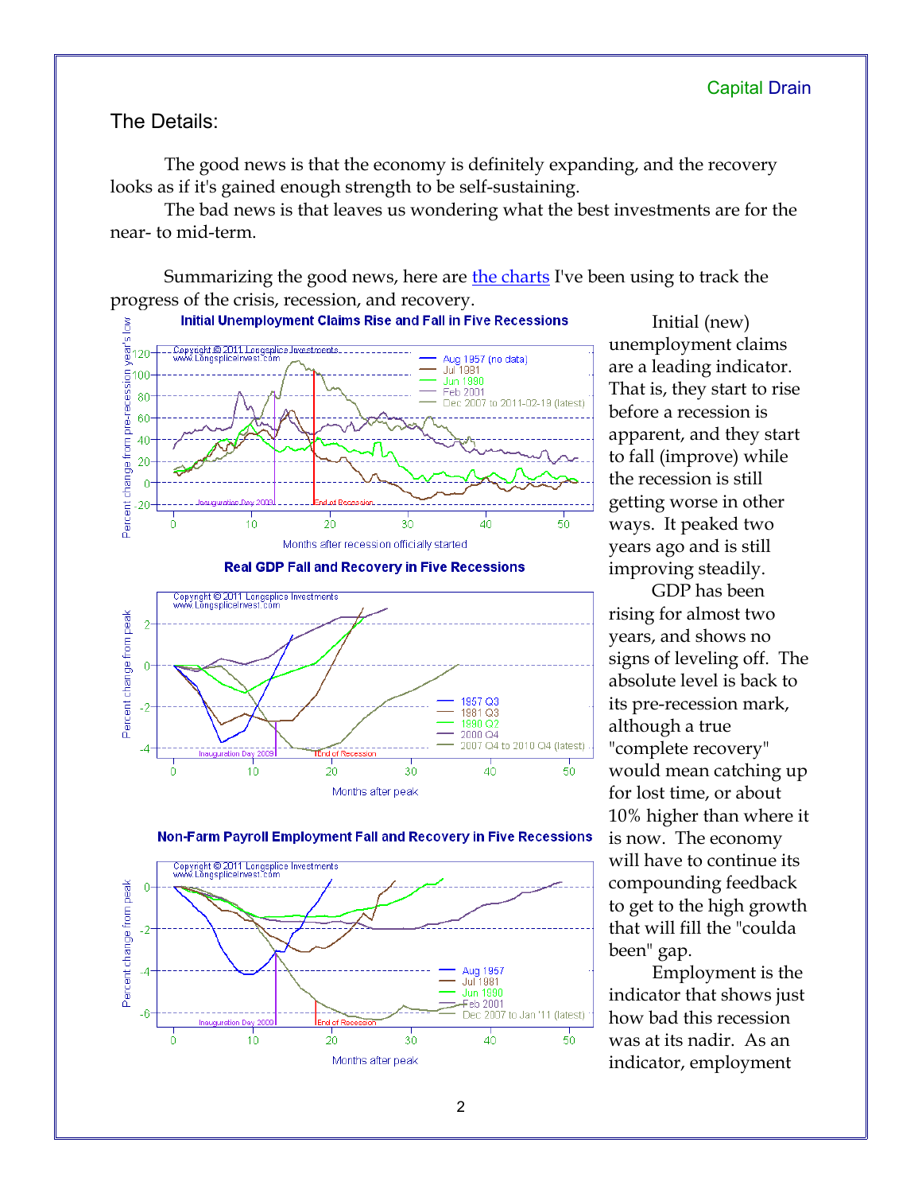Capital Drain

## The Details:

The good news is that the economy is definitely expanding, and the recovery looks as if it's gained enough strength to be self-sustaining.

The bad news is that leaves us wondering what the best investments are for the near- to mid-term.

Summarizing the good news, here are [the charts](the charts) I've been using to track the progress of the crisis, recession, and recovery.

**Initial Unemployment Claims Rise and Fall in Five Recessions**

Copyright © 2011 Longsplice Investments
www.LongspliceInvest.com

Aug 1957 (no data)
Jul 1981
Jun 1990
Feb 2001
Dec 2007 to 2011-02-19 (latest)

Inauguration Day 2009
End of Recession

Percent change from pre-recession year's low

Months after recession officially started

**Real GDP Fall and Recovery in Five Recessions**

Copyright © 2011 Longsplice Investments
www.LongspliceInvest.com

1957 Q3
1981 Q3
1990 Q2
2000 Q4
2007 Q4 to 2010 Q4 (latest)

Inauguration Day 2009
End of Recession

Percent change from peak

Months after peak

**Non-Farm Payroll Employment Fall and Recovery in Five Recessions**

Copyright © 2011 Longsplice Investments
www.LongspliceInvest.com

Aug 1957
Jul 1981
Jun 1990
Feb 2001
Dec 2007 to Jan '11 (latest)

Inauguration Day 2009
End of Recession

Percent change from peak

Months after peak

Initial (new) unemployment claims are a leading indicator. That is, they start to rise before a recession is apparent, and they start to fall (improve) while the recession is still getting worse in other ways. It peaked two years ago and is still improving steadily.

GDP has been rising for almost two years, and shows no signs of leveling off. The absolute level is back to its pre-recession mark, although a true "complete recovery" would mean catching up for lost time, or about 10% higher than where it is now. The economy will have to continue its compounding feedback to get to the high growth that will fill the "coulda been" gap.

Employment is the indicator that shows just how bad this recession was at its nadir. As an indicator, employment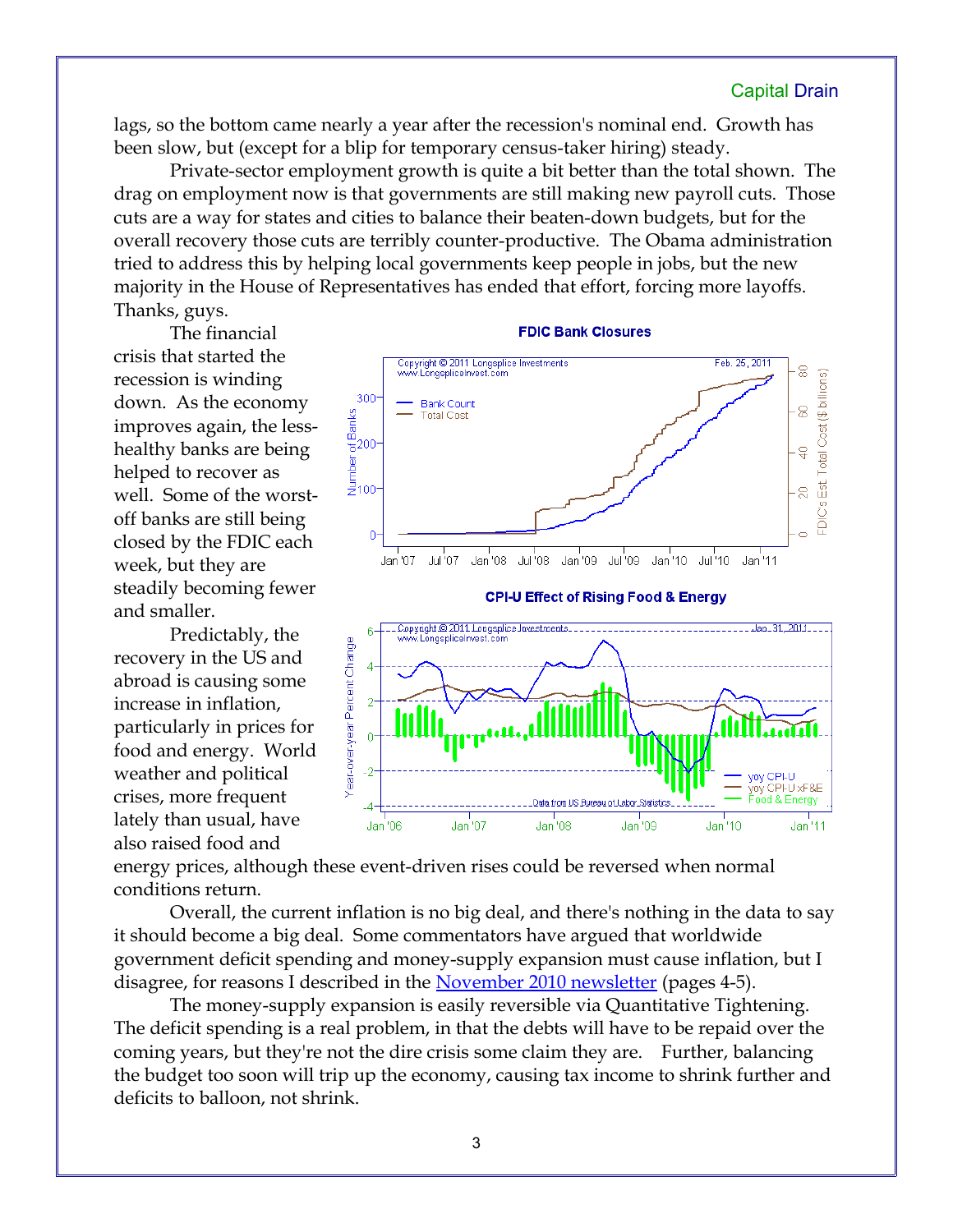lags, so the bottom came nearly a year after the recession's nominal end. Growth has been slow, but (except for a blip for temporary census-taker hiring) steady.

Private-sector employment growth is quite a bit better than the total shown. The drag on employment now is that governments are still making new payroll cuts. Those cuts are a way for states and cities to balance their beaten-down budgets, but for the overall recovery those cuts are terribly counter-productive. The Obama administration tried to address this by helping local governments keep people in jobs, but the new majority in the House of Representatives has ended that effort, forcing more layoffs. Thanks, guys.

The financial crisis that started the recession is winding down. As the economy improves again, the less-healthy banks are being helped to recover as well. Some of the worst-off banks are still being closed by the FDIC each week, but they are steadily becoming fewer and smaller.

**FDIC Bank Closures**

Copyright © 2011 Longsplice Investments
www.LongspliceInvest.com
Feb. 25, 2011

Bank Count
Total Cost

Number of Banks
0
100
200
300

FDIC's Est. Total Cost ($ billions)
0
20
40
60
80

Jan '07 Jul '07 Jan '08 Jul '08 Jan '09 Jul '09 Jan '10 Jul '10 Jan '11

**CPI-U Effect of Rising Food & Energy**

Copyright © 2011 Longsplice Investments
www.LongspliceInvest.com
Jan. 31, 2011

Year-over-year Percent Change
-4
-2
0
2
4
6

yoy CPI-U
yoy CPI-U xF&E
Food & Energy

Data from US Bureau of Labor Statistics

Jan '06 Jan '07 Jan '08 Jan '09 Jan '10 Jan '11

Predictably, the recovery in the US and abroad is causing some increase in inflation, particularly in prices for food and energy. World weather and political crises, more frequent lately than usual, have also raised food and energy prices, although these event-driven rises could be reversed when normal conditions return.

Overall, the current inflation is no big deal, and there's nothing in the data to say it should become a big deal. Some commentators have argued that worldwide government deficit spending and money-supply expansion must cause inflation, but I disagree, for reasons I described in the [November 2010 newsletter](#) (pages 4-5).

The money-supply expansion is easily reversible via Quantitative Tightening. The deficit spending is a real problem, in that the debts will have to be repaid over the coming years, but they're not the dire crisis some claim they are. Further, balancing the budget too soon will trip up the economy, causing tax income to shrink further and deficits to balloon, not shrink.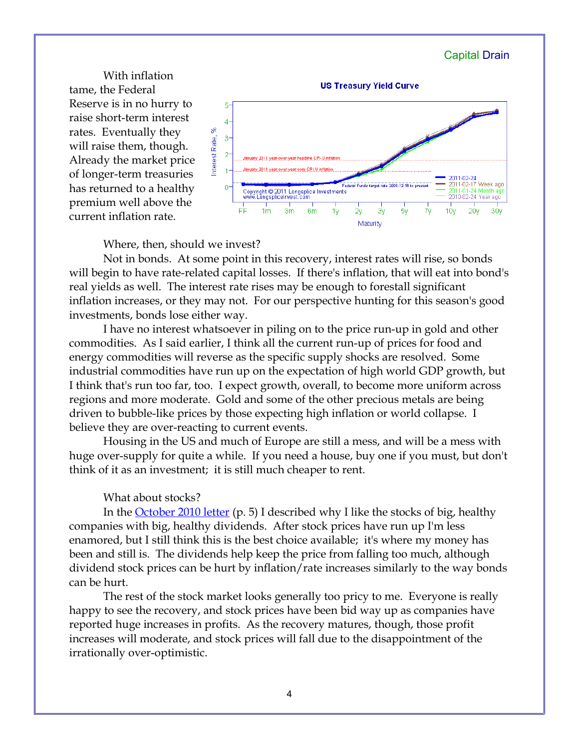With inflation tame, the Federal Reserve is in no hurry to raise short-term interest rates. Eventually they will raise them, though. Already the market price of longer-term treasuries has returned to a healthy premium well above the current inflation rate.

Where, then, should we invest?

Not in bonds. At some point in this recovery, interest rates will rise, so bonds will begin to have rate-related capital losses. If there's inflation, that will eat into bond's real yields as well. The interest rate rises may be enough to forestall significant inflation increases, or they may not. For our perspective hunting for this season's good investments, bonds lose either way.

I have no interest whatsoever in piling on to the price run-up in gold and other commodities. As I said earlier, I think all the current run-up of prices for food and energy commodities will reverse as the specific supply shocks are resolved. Some industrial commodities have run up on the expectation of high world GDP growth, but I think that's run too far, too. I expect growth, overall, to become more uniform across regions and more moderate. Gold and some of the other precious metals are being driven to bubble-like prices by those expecting high inflation or world collapse. I believe they are over-reacting to current events.

Housing in the US and much of Europe are still a mess, and will be a mess with huge over-supply for quite a while. If you need a house, buy one if you must, but don't think of it as an investment; it is still much cheaper to rent.

What about stocks?

In the October 2010 letter (p. 5) I described why I like the stocks of big, healthy companies with big, healthy dividends. After stock prices have run up I'm less enamored, but I still think this is the best choice available; it's where my money has been and still is. The dividends help keep the price from falling too much, although dividend stock prices can be hurt by inflation/rate increases similarly to the way bonds can be hurt.

The rest of the stock market looks generally too pricy to me. Everyone is really happy to see the recovery, and stock prices have been bid way up as companies have reported huge increases in profits. As the recovery matures, though, those profit increases will moderate, and stock prices will fall due to the disappointment of the irrationally over-optimistic.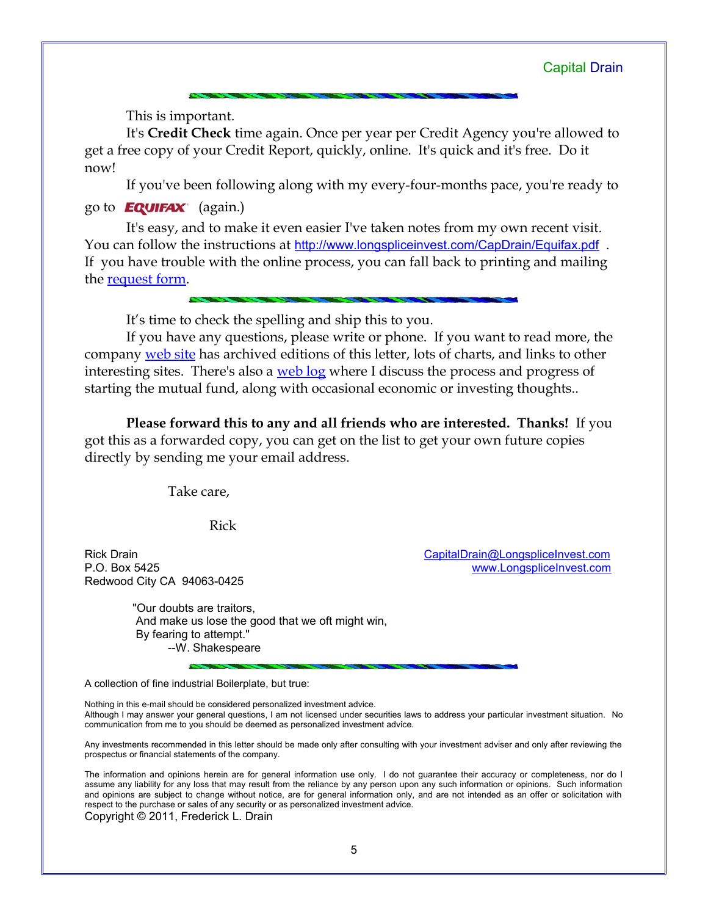This is important.

It's **Credit Check** time again. Once per year per Credit Agency you're allowed to get a free copy of your Credit Report, quickly, online. It's quick and it's free. Do it now!

If you've been following along with my every-four-months pace, you're ready to go to EQUIFAX (again.)

It's easy, and to make it even easier I've taken notes from my own recent visit. You can follow the instructions at http://www.longspliceinvest.com/CapDrain/Equifax.pdf . If you have trouble with the online process, you can fall back to printing and mailing the request form.

---

It's time to check the spelling and ship this to you.

If you have any questions, please write or phone. If you want to read more, the company web site has archived editions of this letter, lots of charts, and links to other interesting sites. There's also a web log where I discuss the process and progress of starting the mutual fund, along with occasional economic or investing thoughts..

**Please forward this to any and all friends who are interested. Thanks!** If you got this as a forwarded copy, you can get on the list to get your own future copies directly by sending me your email address.

Take care,

Rick

Rick Drain
P.O. Box 5425
Redwood City CA 94063-0425

CapitalDrain@LongspliceInvest.com
www.LongspliceInvest.com

"Our doubts are traitors,
And make us lose the good that we oft might win,
By fearing to attempt."
--W. Shakespeare

---

A collection of fine industrial Boilerplate, but true:

Nothing in this e-mail should be considered personalized investment advice.
Although I may answer your general questions, I am not licensed under securities laws to address your particular investment situation. No communication from me to you should be deemed as personalized investment advice.

Any investments recommended in this letter should be made only after consulting with your investment adviser and only after reviewing the prospectus or financial statements of the company.

The information and opinions herein are for general information use only. I do not guarantee their accuracy or completeness, nor do I assume any liability for any loss that may result from the reliance by any person upon any such information or opinions. Such information and opinions are subject to change without notice, are for general information only, and are not intended as an offer or solicitation with respect to the purchase or sales of any security or as personalized investment advice.

Copyright © 2011, Frederick L. Drain